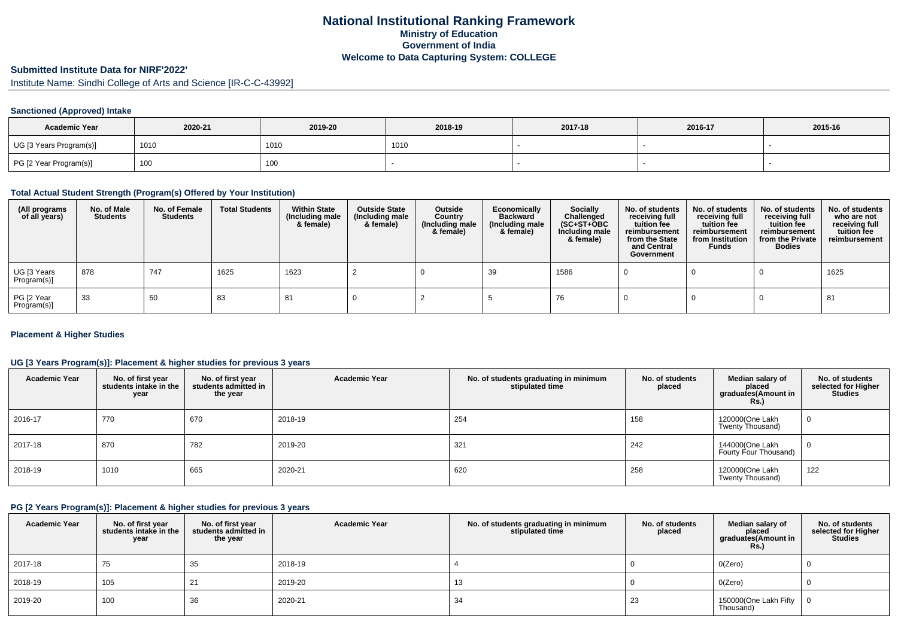# National Institutional Ranking Framework
## Ministry of Education
## Government of India
## Welcome to Data Capturing System: COLLEGE

### Submitted Institute Data for NIRF'2022'

Institute Name: Sindhi College of Arts and Science [IR-C-C-43992]

#### Sanctioned (Approved) Intake

| Academic Year | 2020-21 | 2019-20 | 2018-19 | 2017-18 | 2016-17 | 2015-16 |
|---|---|---|---|---|---|---|
| UG [3 Years Program(s)] | 1010 | 1010 | 1010 | - | - | - |
| PG [2 Year Program(s)] | 100 | 100 | - | - | - | - |

#### Total Actual Student Strength (Program(s) Offered by Your Institution)

| (All programs of all years) | No. of Male Students | No. of Female Students | Total Students | Within State (Including male & female) | Outside State (Including male & female) | Outside Country (Including male & female) | Economically Backward (Including male & female) | Socially Challenged (SC+ST+OBC Including male & female) | No. of students receiving full tuition fee reimbursement from the State and Central Government | No. of students receiving full tuition fee reimbursement from Institution Funds | No. of students receiving full tuition fee reimbursement from the Private Bodies | No. of students who are not receiving full tuition fee reimbursement |
|---|---|---|---|---|---|---|---|---|---|---|---|---|
| UG [3 Years Program(s)] | 878 | 747 | 1625 | 1623 | 2 | 0 | 39 | 1586 | 0 | 0 | 0 | 1625 |
| PG [2 Year Program(s)] | 33 | 50 | 83 | 81 | 0 | 2 | 5 | 76 | 0 | 0 | 0 | 81 |

#### Placement & Higher Studies

#### UG [3 Years Program(s)]: Placement & higher studies for previous 3 years

| Academic Year | No. of first year students intake in the year | No. of first year students admitted in the year | Academic Year | No. of students graduating in minimum stipulated time | No. of students placed | Median salary of placed graduates(Amount in Rs.) | No. of students selected for Higher Studies |
|---|---|---|---|---|---|---|---|
| 2016-17 | 770 | 670 | 2018-19 | 254 | 158 | 120000(One Lakh Twenty Thousand) | 0 |
| 2017-18 | 870 | 782 | 2019-20 | 321 | 242 | 144000(One Lakh Fourty Four Thousand) | 0 |
| 2018-19 | 1010 | 665 | 2020-21 | 620 | 258 | 120000(One Lakh Twenty Thousand) | 122 |

#### PG [2 Years Program(s)]: Placement & higher studies for previous 3 years

| Academic Year | No. of first year students intake in the year | No. of first year students admitted in the year | Academic Year | No. of students graduating in minimum stipulated time | No. of students placed | Median salary of placed graduates(Amount in Rs.) | No. of students selected for Higher Studies |
|---|---|---|---|---|---|---|---|
| 2017-18 | 75 | 35 | 2018-19 | 4 | 0 | 0(Zero) | 0 |
| 2018-19 | 105 | 21 | 2019-20 | 13 | 0 | 0(Zero) | 0 |
| 2019-20 | 100 | 36 | 2020-21 | 34 | 23 | 150000(One Lakh Fifty Thousand) | 0 |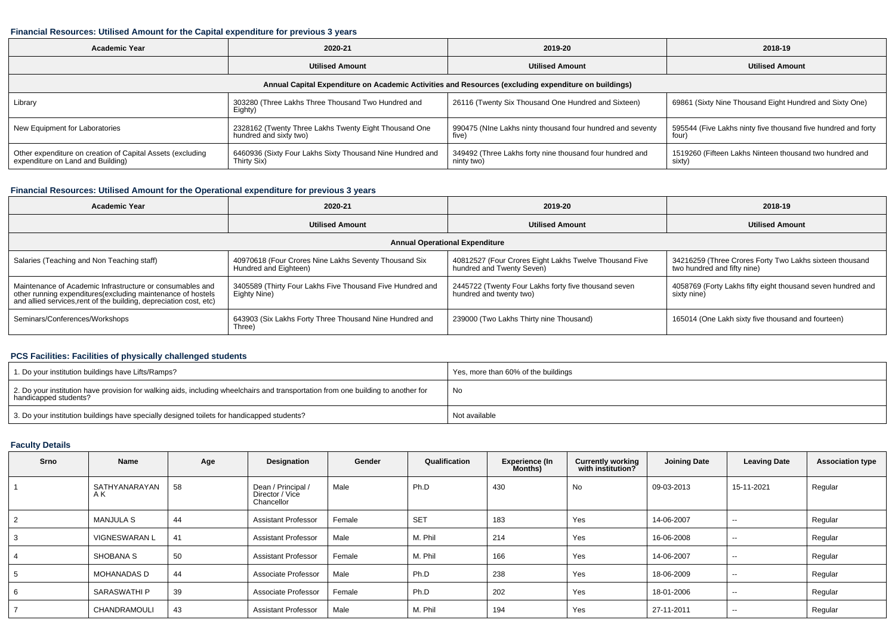### Financial Resources: Utilised Amount for the Capital expenditure for previous 3 years

| Academic Year | 2020-21 | 2019-20 | 2018-19 |
|---|---|---|---|
| | Utilised Amount | Utilised Amount | Utilised Amount |
| Annual Capital Expenditure on Academic Activities and Resources (excluding expenditure on buildings) | | | |
| Library | 303280 (Three Lakhs Three Thousand Two Hundred and Eighty) | 26116 (Twenty Six Thousand One Hundred and Sixteen) | 69861 (Sixty Nine Thousand Eight Hundred and Sixty One) |
| New Equipment for Laboratories | 2328162 (Twenty Three Lakhs Twenty Eight Thousand One hundred and sixty two) | 990475 (NIne Lakhs ninty thousand four hundred and seventy five) | 595544 (Five Lakhs ninty five thousand five hundred and forty four) |
| Other expenditure on creation of Capital Assets (excluding expenditure on Land and Building) | 6460936 (Sixty Four Lakhs Sixty Thousand Nine Hundred and Thirty Six) | 349492 (Three Lakhs forty nine thousand four hundred and ninty two) | 1519260 (Fifteen Lakhs Ninteen thousand two hundred and sixty) |

### Financial Resources: Utilised Amount for the Operational expenditure for previous 3 years

| Academic Year | 2020-21 | 2019-20 | 2018-19 |
|---|---|---|---|
| | Utilised Amount | Utilised Amount | Utilised Amount |
| Annual Operational Expenditure | | | |
| Salaries (Teaching and Non Teaching staff) | 40970618 (Four Crores Nine Lakhs Seventy Thousand Six Hundred and Eighteen) | 40812527 (Four Crores Eight Lakhs Twelve Thousand Five hundred and Twenty Seven) | 34216259 (Three Crores Forty Two Lakhs sixteen thousand two hundred and fifty nine) |
| Maintenance of Academic Infrastructure or consumables and other running expenditures(excluding maintenance of hostels and allied services,rent of the building, depreciation cost, etc) | 3405589 (Thirty Four Lakhs Five Thousand Five Hundred and Eighty Nine) | 2445722 (Twenty Four Lakhs forty five thousand seven hundred and twenty two) | 4058769 (Forty Lakhs fifty eight thousand seven hundred and sixty nine) |
| Seminars/Conferences/Workshops | 643903 (Six Lakhs Forty Three Thousand Nine Hundred and Three) | 239000 (Two Lakhs Thirty nine Thousand) | 165014 (One Lakh sixty five thousand and fourteen) |

### PCS Facilities: Facilities of physically challenged students

| | |
|---|---|
| 1. Do your institution buildings have Lifts/Ramps? | Yes, more than 60% of the buildings |
| 2. Do your institution have provision for walking aids, including wheelchairs and transportation from one building to another for handicapped students? | No |
| 3. Do your institution buildings have specially designed toilets for handicapped students? | Not available |

### Faculty Details

| Srno | Name | Age | Designation | Gender | Qualification | Experience (In Months) | Currently working with institution? | Joining Date | Leaving Date | Association type |
|---|---|---|---|---|---|---|---|---|---|---|
| 1 | SATHYANARAYAN A K | 58 | Dean / Principal / Director / Vice Chancellor | Male | Ph.D | 430 | No | 09-03-2013 | 15-11-2021 | Regular |
| 2 | MANJULA S | 44 | Assistant Professor | Female | SET | 183 | Yes | 14-06-2007 | -- | Regular |
| 3 | VIGNESWARAN L | 41 | Assistant Professor | Male | M. Phil | 214 | Yes | 16-06-2008 | -- | Regular |
| 4 | SHOBANA S | 50 | Assistant Professor | Female | M. Phil | 166 | Yes | 14-06-2007 | -- | Regular |
| 5 | MOHANADAS D | 44 | Associate Professor | Male | Ph.D | 238 | Yes | 18-06-2009 | -- | Regular |
| 6 | SARASWATHI P | 39 | Associate Professor | Female | Ph.D | 202 | Yes | 18-01-2006 | -- | Regular |
| 7 | CHANDRAMOULI | 43 | Assistant Professor | Male | M. Phil | 194 | Yes | 27-11-2011 | -- | Regular |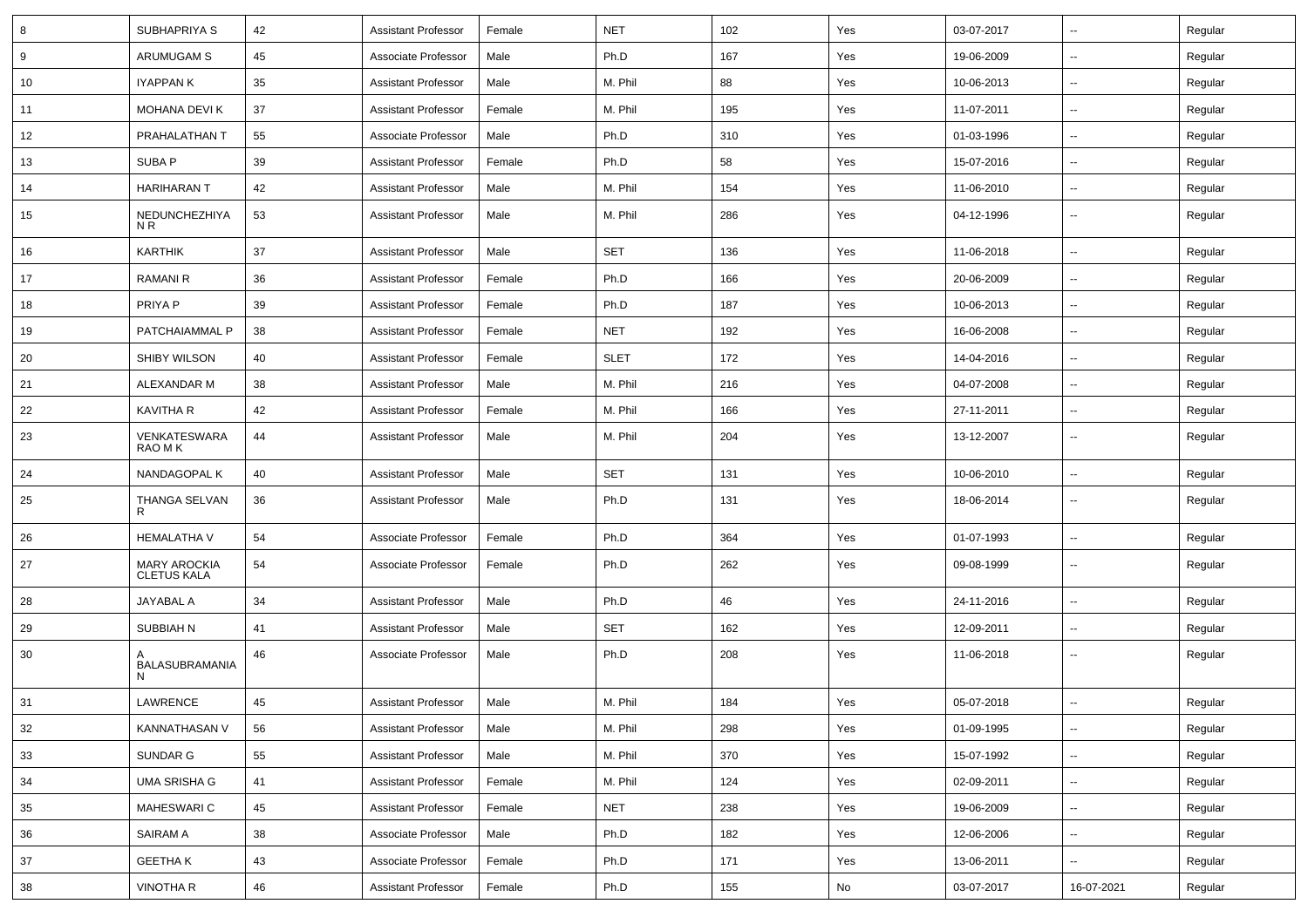| 8 | SUBHAPRIYA S | 42 | Assistant Professor | Female | NET | 102 | Yes | 03-07-2017 | -- | Regular |
|---|---|---|---|---|---|---|---|---|---|---|
| 9 | ARUMUGAM S | 45 | Associate Professor | Male | Ph.D | 167 | Yes | 19-06-2009 | -- | Regular |
| 10 | IYAPPAN K | 35 | Assistant Professor | Male | M. Phil | 88 | Yes | 10-06-2013 | -- | Regular |
| 11 | MOHANA DEVI K | 37 | Assistant Professor | Female | M. Phil | 195 | Yes | 11-07-2011 | -- | Regular |
| 12 | PRAHALATHAN T | 55 | Associate Professor | Male | Ph.D | 310 | Yes | 01-03-1996 | -- | Regular |
| 13 | SUBA P | 39 | Assistant Professor | Female | Ph.D | 58 | Yes | 15-07-2016 | -- | Regular |
| 14 | HARIHARAN T | 42 | Assistant Professor | Male | M. Phil | 154 | Yes | 11-06-2010 | -- | Regular |
| 15 | NEDUNCHEZHIYA N R | 53 | Assistant Professor | Male | M. Phil | 286 | Yes | 04-12-1996 | -- | Regular |
| 16 | KARTHIK | 37 | Assistant Professor | Male | SET | 136 | Yes | 11-06-2018 | -- | Regular |
| 17 | RAMANI R | 36 | Assistant Professor | Female | Ph.D | 166 | Yes | 20-06-2009 | -- | Regular |
| 18 | PRIYA P | 39 | Assistant Professor | Female | Ph.D | 187 | Yes | 10-06-2013 | -- | Regular |
| 19 | PATCHAIAMMAL P | 38 | Assistant Professor | Female | NET | 192 | Yes | 16-06-2008 | -- | Regular |
| 20 | SHIBY WILSON | 40 | Assistant Professor | Female | SLET | 172 | Yes | 14-04-2016 | -- | Regular |
| 21 | ALEXANDAR M | 38 | Assistant Professor | Male | M. Phil | 216 | Yes | 04-07-2008 | -- | Regular |
| 22 | KAVITHA R | 42 | Assistant Professor | Female | M. Phil | 166 | Yes | 27-11-2011 | -- | Regular |
| 23 | VENKATESWARA RAO M K | 44 | Assistant Professor | Male | M. Phil | 204 | Yes | 13-12-2007 | -- | Regular |
| 24 | NANDAGOPAL K | 40 | Assistant Professor | Male | SET | 131 | Yes | 10-06-2010 | -- | Regular |
| 25 | THANGA SELVAN R | 36 | Assistant Professor | Male | Ph.D | 131 | Yes | 18-06-2014 | -- | Regular |
| 26 | HEMALATHA V | 54 | Associate Professor | Female | Ph.D | 364 | Yes | 01-07-1993 | -- | Regular |
| 27 | MARY AROCKIA CLETUS KALA | 54 | Associate Professor | Female | Ph.D | 262 | Yes | 09-08-1999 | -- | Regular |
| 28 | JAYABAL A | 34 | Assistant Professor | Male | Ph.D | 46 | Yes | 24-11-2016 | -- | Regular |
| 29 | SUBBIAH N | 41 | Assistant Professor | Male | SET | 162 | Yes | 12-09-2011 | -- | Regular |
| 30 | A BALASUBRAMANIAN | 46 | Associate Professor | Male | Ph.D | 208 | Yes | 11-06-2018 | -- | Regular |
| 31 | LAWRENCE | 45 | Assistant Professor | Male | M. Phil | 184 | Yes | 05-07-2018 | -- | Regular |
| 32 | KANNATHASAN V | 56 | Assistant Professor | Male | M. Phil | 298 | Yes | 01-09-1995 | -- | Regular |
| 33 | SUNDAR G | 55 | Assistant Professor | Male | M. Phil | 370 | Yes | 15-07-1992 | -- | Regular |
| 34 | UMA SRISHA G | 41 | Assistant Professor | Female | M. Phil | 124 | Yes | 02-09-2011 | -- | Regular |
| 35 | MAHESWARI C | 45 | Assistant Professor | Female | NET | 238 | Yes | 19-06-2009 | -- | Regular |
| 36 | SAIRAM A | 38 | Associate Professor | Male | Ph.D | 182 | Yes | 12-06-2006 | -- | Regular |
| 37 | GEETHA K | 43 | Associate Professor | Female | Ph.D | 171 | Yes | 13-06-2011 | -- | Regular |
| 38 | VINOTHA R | 46 | Assistant Professor | Female | Ph.D | 155 | No | 03-07-2017 | 16-07-2021 | Regular |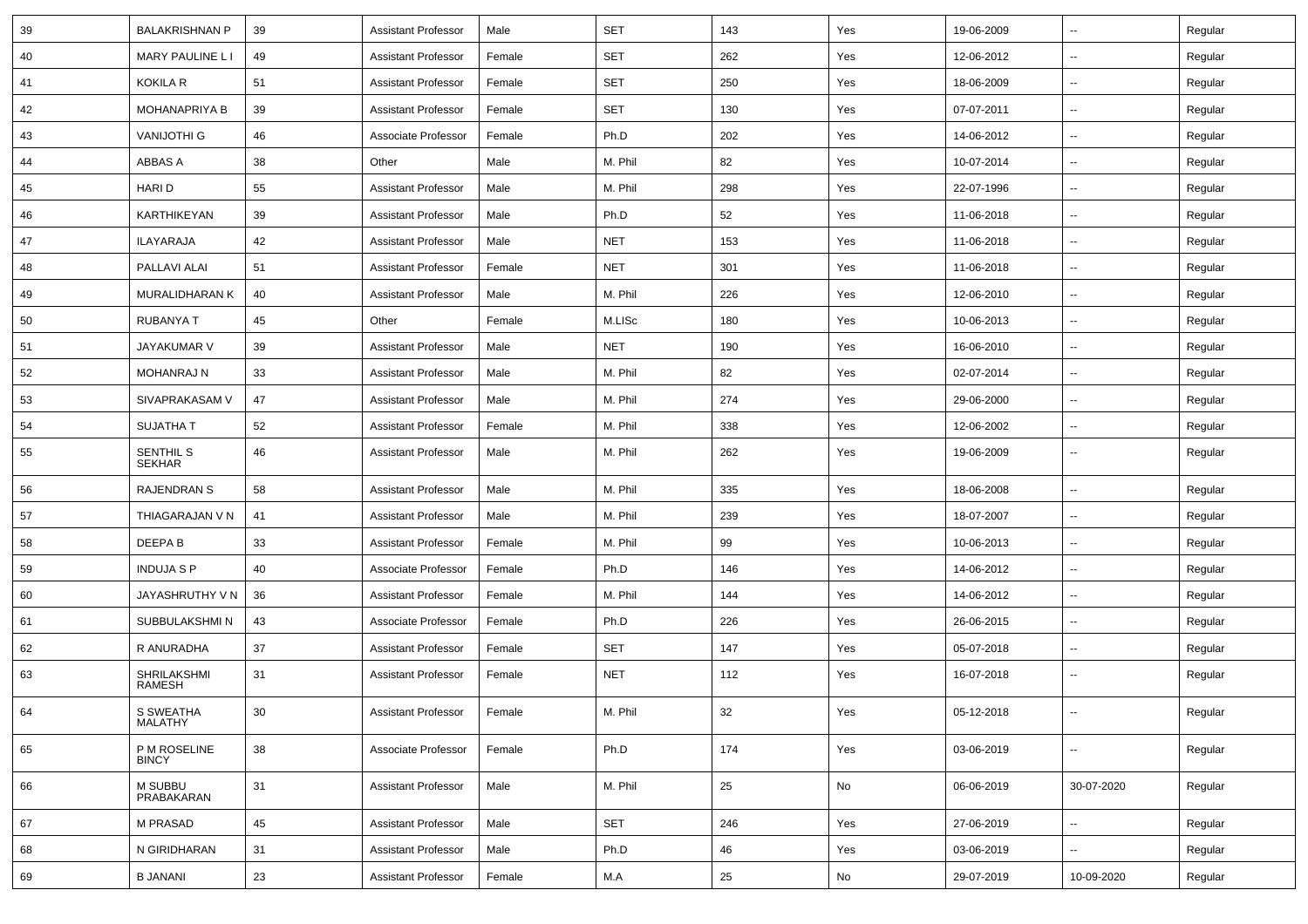| 39 | BALAKRISHNAN P | 39 | Assistant Professor | Male | SET | 143 | Yes | 19-06-2009 | -- | Regular |
|---|---|---|---|---|---|---|---|---|---|---|
| 40 | MARY PAULINE L I | 49 | Assistant Professor | Female | SET | 262 | Yes | 12-06-2012 | -- | Regular |
| 41 | KOKILA R | 51 | Assistant Professor | Female | SET | 250 | Yes | 18-06-2009 | -- | Regular |
| 42 | MOHANAPRIYA B | 39 | Assistant Professor | Female | SET | 130 | Yes | 07-07-2011 | -- | Regular |
| 43 | VANIJOTHI G | 46 | Associate Professor | Female | Ph.D | 202 | Yes | 14-06-2012 | -- | Regular |
| 44 | ABBAS A | 38 | Other | Male | M. Phil | 82 | Yes | 10-07-2014 | -- | Regular |
| 45 | HARI D | 55 | Assistant Professor | Male | M. Phil | 298 | Yes | 22-07-1996 | -- | Regular |
| 46 | KARTHIKEYAN | 39 | Assistant Professor | Male | Ph.D | 52 | Yes | 11-06-2018 | -- | Regular |
| 47 | ILAYARAJA | 42 | Assistant Professor | Male | NET | 153 | Yes | 11-06-2018 | -- | Regular |
| 48 | PALLAVI ALAI | 51 | Assistant Professor | Female | NET | 301 | Yes | 11-06-2018 | -- | Regular |
| 49 | MURALIDHARAN K | 40 | Assistant Professor | Male | M. Phil | 226 | Yes | 12-06-2010 | -- | Regular |
| 50 | RUBANYA T | 45 | Other | Female | M.LISc | 180 | Yes | 10-06-2013 | -- | Regular |
| 51 | JAYAKUMAR V | 39 | Assistant Professor | Male | NET | 190 | Yes | 16-06-2010 | -- | Regular |
| 52 | MOHANRAJ N | 33 | Assistant Professor | Male | M. Phil | 82 | Yes | 02-07-2014 | -- | Regular |
| 53 | SIVAPRAKASAM V | 47 | Assistant Professor | Male | M. Phil | 274 | Yes | 29-06-2000 | -- | Regular |
| 54 | SUJATHA T | 52 | Assistant Professor | Female | M. Phil | 338 | Yes | 12-06-2002 | -- | Regular |
| 55 | SENTHIL S SEKHAR | 46 | Assistant Professor | Male | M. Phil | 262 | Yes | 19-06-2009 | -- | Regular |
| 56 | RAJENDRAN S | 58 | Assistant Professor | Male | M. Phil | 335 | Yes | 18-06-2008 | -- | Regular |
| 57 | THIAGARAJAN V N | 41 | Assistant Professor | Male | M. Phil | 239 | Yes | 18-07-2007 | -- | Regular |
| 58 | DEEPA B | 33 | Assistant Professor | Female | M. Phil | 99 | Yes | 10-06-2013 | -- | Regular |
| 59 | INDUJA S P | 40 | Associate Professor | Female | Ph.D | 146 | Yes | 14-06-2012 | -- | Regular |
| 60 | JAYASHRUTHY V N | 36 | Assistant Professor | Female | M. Phil | 144 | Yes | 14-06-2012 | -- | Regular |
| 61 | SUBBULAKSHMI N | 43 | Associate Professor | Female | Ph.D | 226 | Yes | 26-06-2015 | -- | Regular |
| 62 | R ANURADHA | 37 | Assistant Professor | Female | SET | 147 | Yes | 05-07-2018 | -- | Regular |
| 63 | SHRILAKSHMI RAMESH | 31 | Assistant Professor | Female | NET | 112 | Yes | 16-07-2018 | -- | Regular |
| 64 | S SWEATHA MALATHY | 30 | Assistant Professor | Female | M. Phil | 32 | Yes | 05-12-2018 | -- | Regular |
| 65 | P M ROSELINE BINCY | 38 | Associate Professor | Female | Ph.D | 174 | Yes | 03-06-2019 | -- | Regular |
| 66 | M SUBBU PRABAKARAN | 31 | Assistant Professor | Male | M. Phil | 25 | No | 06-06-2019 | 30-07-2020 | Regular |
| 67 | M PRASAD | 45 | Assistant Professor | Male | SET | 246 | Yes | 27-06-2019 | -- | Regular |
| 68 | N GIRIDHARAN | 31 | Assistant Professor | Male | Ph.D | 46 | Yes | 03-06-2019 | -- | Regular |
| 69 | B JANANI | 23 | Assistant Professor | Female | M.A | 25 | No | 29-07-2019 | 10-09-2020 | Regular |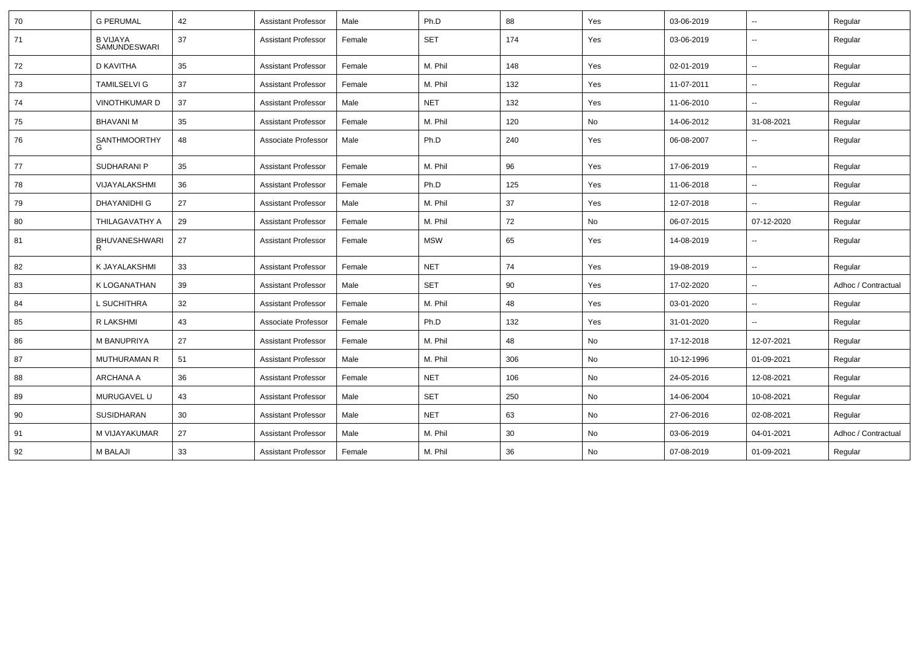| | | | | | | | | | | |
|---|---|---|---|---|---|---|---|---|---|---|
| 70 | G PERUMAL | 42 | Assistant Professor | Male | Ph.D | 88 | Yes | 03-06-2019 | -- | Regular |
| 71 | B VIJAYA SAMUNDESWARI | 37 | Assistant Professor | Female | SET | 174 | Yes | 03-06-2019 | -- | Regular |
| 72 | D KAVITHA | 35 | Assistant Professor | Female | M. Phil | 148 | Yes | 02-01-2019 | -- | Regular |
| 73 | TAMILSELVI G | 37 | Assistant Professor | Female | M. Phil | 132 | Yes | 11-07-2011 | -- | Regular |
| 74 | VINOTHKUMAR D | 37 | Assistant Professor | Male | NET | 132 | Yes | 11-06-2010 | -- | Regular |
| 75 | BHAVANI M | 35 | Assistant Professor | Female | M. Phil | 120 | No | 14-06-2012 | 31-08-2021 | Regular |
| 76 | SANTHMOORTHY G | 48 | Associate Professor | Male | Ph.D | 240 | Yes | 06-08-2007 | -- | Regular |
| 77 | SUDHARANI P | 35 | Assistant Professor | Female | M. Phil | 96 | Yes | 17-06-2019 | -- | Regular |
| 78 | VIJAYALAKSHMI | 36 | Assistant Professor | Female | Ph.D | 125 | Yes | 11-06-2018 | -- | Regular |
| 79 | DHAYANIDHI G | 27 | Assistant Professor | Male | M. Phil | 37 | Yes | 12-07-2018 | -- | Regular |
| 80 | THILAGAVATHY A | 29 | Assistant Professor | Female | M. Phil | 72 | No | 06-07-2015 | 07-12-2020 | Regular |
| 81 | BHUVANESHWARI R | 27 | Assistant Professor | Female | MSW | 65 | Yes | 14-08-2019 | -- | Regular |
| 82 | K JAYALAKSHMI | 33 | Assistant Professor | Female | NET | 74 | Yes | 19-08-2019 | -- | Regular |
| 83 | K LOGANATHAN | 39 | Assistant Professor | Male | SET | 90 | Yes | 17-02-2020 | -- | Adhoc / Contractual |
| 84 | L SUCHITHRA | 32 | Assistant Professor | Female | M. Phil | 48 | Yes | 03-01-2020 | -- | Regular |
| 85 | R LAKSHMI | 43 | Associate Professor | Female | Ph.D | 132 | Yes | 31-01-2020 | -- | Regular |
| 86 | M BANUPRIYA | 27 | Assistant Professor | Female | M. Phil | 48 | No | 17-12-2018 | 12-07-2021 | Regular |
| 87 | MUTHURAMAN R | 51 | Assistant Professor | Male | M. Phil | 306 | No | 10-12-1996 | 01-09-2021 | Regular |
| 88 | ARCHANA A | 36 | Assistant Professor | Female | NET | 106 | No | 24-05-2016 | 12-08-2021 | Regular |
| 89 | MURUGAVEL U | 43 | Assistant Professor | Male | SET | 250 | No | 14-06-2004 | 10-08-2021 | Regular |
| 90 | SUSIDHARAN | 30 | Assistant Professor | Male | NET | 63 | No | 27-06-2016 | 02-08-2021 | Regular |
| 91 | M VIJAYAKUMAR | 27 | Assistant Professor | Male | M. Phil | 30 | No | 03-06-2019 | 04-01-2021 | Adhoc / Contractual |
| 92 | M BALAJI | 33 | Assistant Professor | Female | M. Phil | 36 | No | 07-08-2019 | 01-09-2021 | Regular |